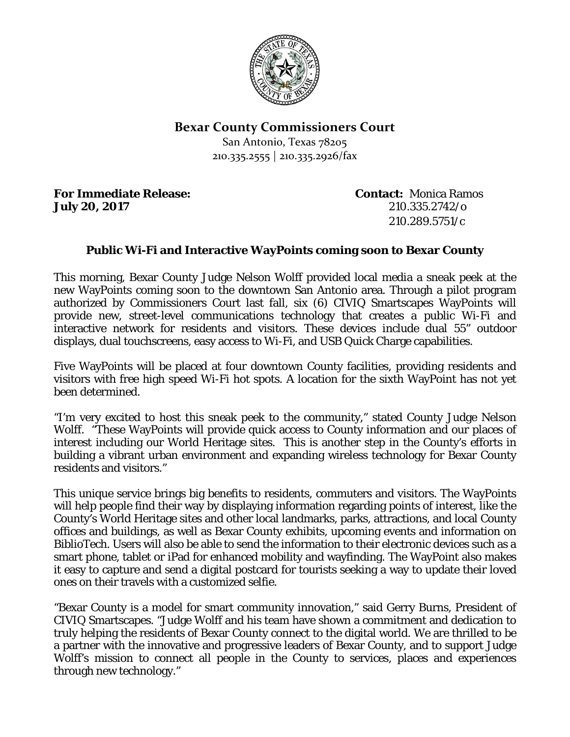**Bexar County Commissioners Court**

San Antonio, Texas 78205
210.335.2555 | 210.335.2926/fax

**For Immediate Release:**
**July 20, 2017**

**Contact:** Monica Ramos
210.335.2742/o
210.289.5751/c

**Public Wi-Fi and Interactive WayPoints coming soon to Bexar County**

This morning, Bexar County Judge Nelson Wolff provided local media a sneak peek at the new WayPoints coming soon to the downtown San Antonio area. Through a pilot program authorized by Commissioners Court last fall, six (6) CIVIQ Smartscapes WayPoints will provide new, street-level communications technology that creates a public Wi-Fi and interactive network for residents and visitors. These devices include dual 55" outdoor displays, dual touchscreens, easy access to Wi-Fi, and USB Quick Charge capabilities.

Five WayPoints will be placed at four downtown County facilities, providing residents and visitors with free high speed Wi-Fi hot spots. A location for the sixth WayPoint has not yet been determined.

"I'm very excited to host this sneak peek to the community," stated County Judge Nelson Wolff. "These WayPoints will provide quick access to County information and our places of interest including our World Heritage sites. This is another step in the County's efforts in building a vibrant urban environment and expanding wireless technology for Bexar County residents and visitors."

This unique service brings big benefits to residents, commuters and visitors. The WayPoints will help people find their way by displaying information regarding points of interest, like the County's World Heritage sites and other local landmarks, parks, attractions, and local County offices and buildings, as well as Bexar County exhibits, upcoming events and information on BiblioTech. Users will also be able to send the information to their electronic devices such as a smart phone, tablet or iPad for enhanced mobility and wayfinding. The WayPoint also makes it easy to capture and send a digital postcard for tourists seeking a way to update their loved ones on their travels with a customized selfie.

"Bexar County is a model for smart community innovation," said Gerry Burns, President of CIVIQ Smartscapes. "Judge Wolff and his team have shown a commitment and dedication to truly helping the residents of Bexar County connect to the digital world. We are thrilled to be a partner with the innovative and progressive leaders of Bexar County, and to support Judge Wolff's mission to connect all people in the County to services, places and experiences through new technology."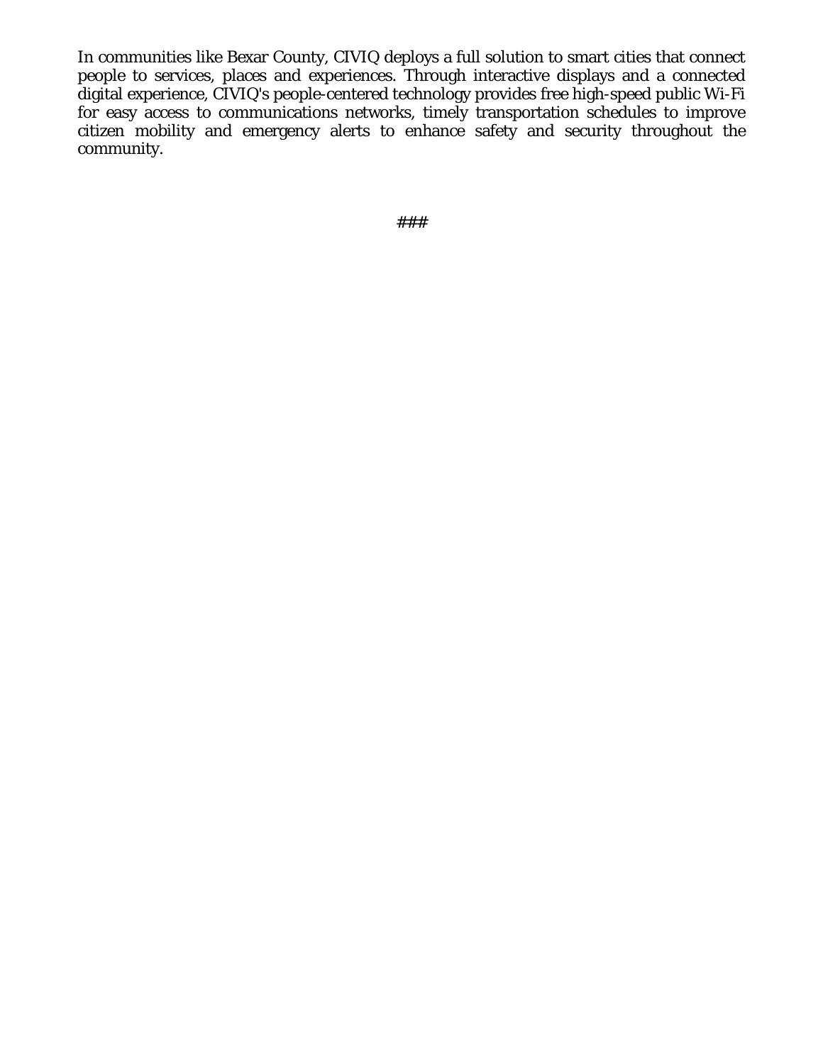In communities like Bexar County, CIVIQ deploys a full solution to smart cities that connect people to services, places and experiences. Through interactive displays and a connected digital experience, CIVIQ's people-centered technology provides free high-speed public Wi-Fi for easy access to communications networks, timely transportation schedules to improve citizen mobility and emergency alerts to enhance safety and security throughout the community.

###